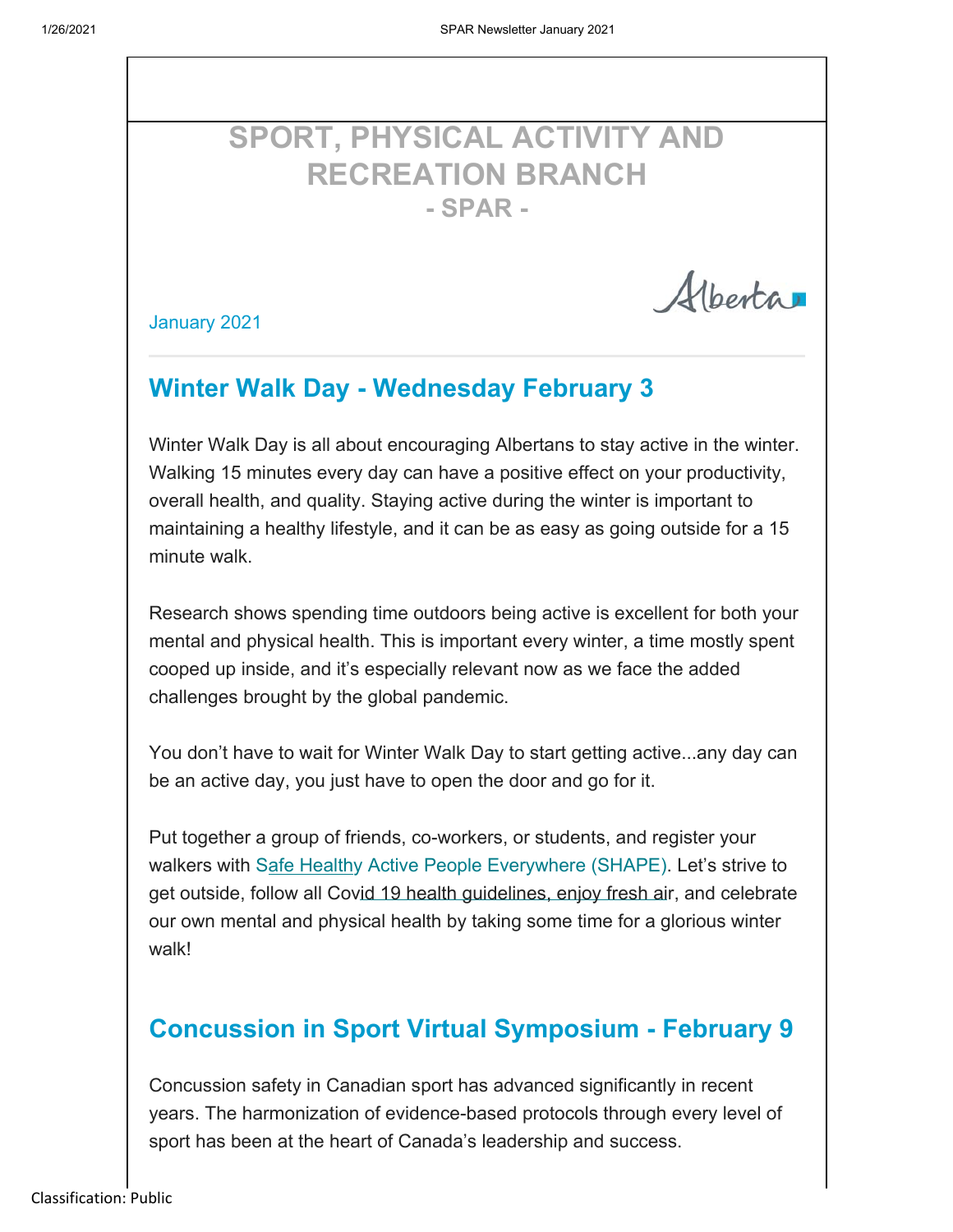# SPORT, PHYSICAL ACTIVITY AND RECREATION BRANCH
## - SPAR -

January 2021

## Winter Walk Day - Wednesday February 3

Winter Walk Day is all about encouraging Albertans to stay active in the winter. Walking 15 minutes every day can have a positive effect on your productivity, overall health, and quality. Staying active during the winter is important to maintaining a healthy lifestyle, and it can be as easy as going outside for a 15 minute walk.

Research shows spending time outdoors being active is excellent for both your mental and physical health. This is important every winter, a time mostly spent cooped up inside, and it's especially relevant now as we face the added challenges brought by the global pandemic.

You don't have to wait for Winter Walk Day to start getting active...any day can be an active day, you just have to open the door and go for it.

Put together a group of friends, co-workers, or students, and register your walkers with Safe Healthy Active People Everywhere (SHAPE). Let's strive to get outside, follow all Covid 19 health guidelines, enjoy fresh air, and celebrate our own mental and physical health by taking some time for a glorious winter walk!

## Concussion in Sport Virtual Symposium - February 9

Concussion safety in Canadian sport has advanced significantly in recent years. The harmonization of evidence-based protocols through every level of sport has been at the heart of Canada's leadership and success.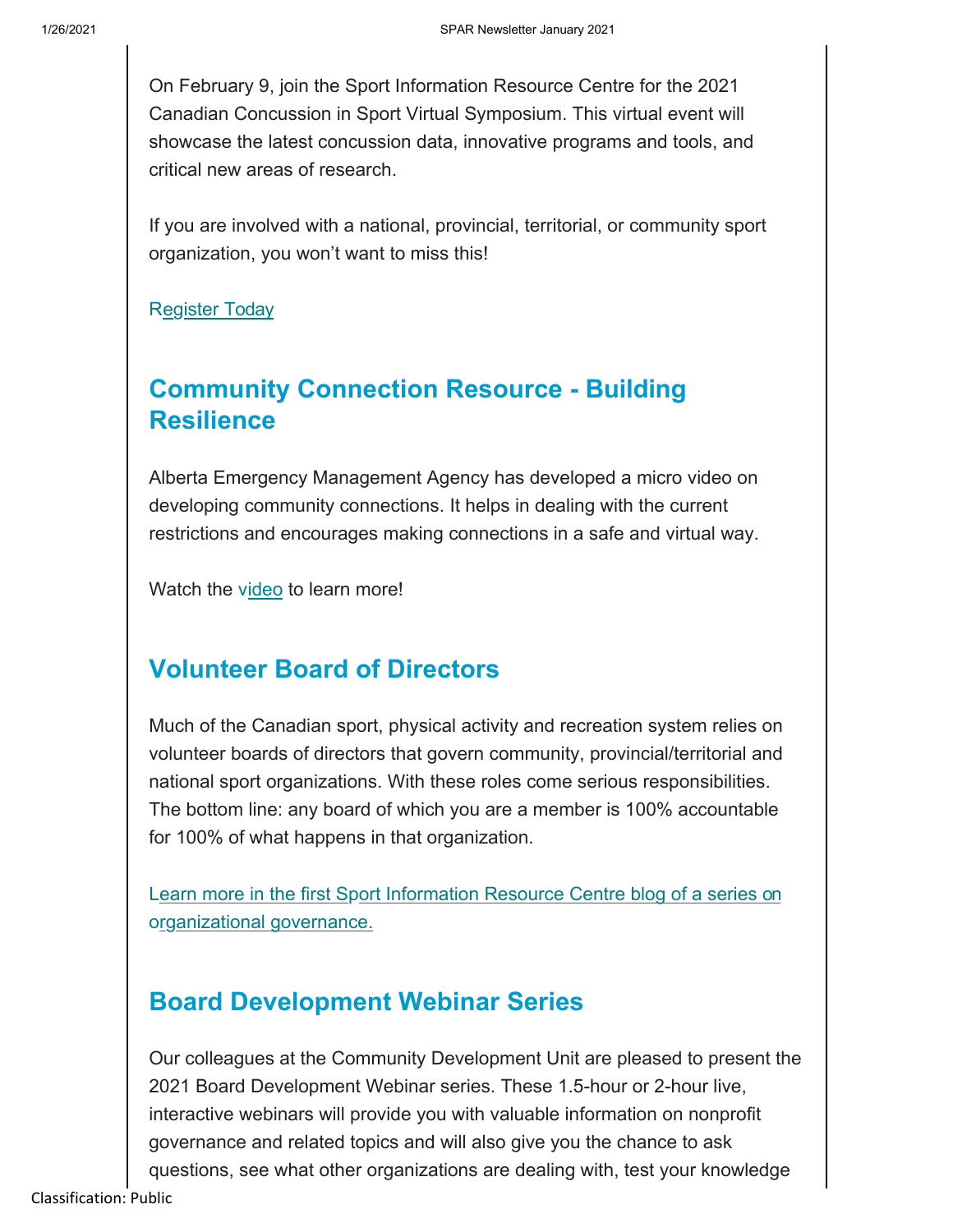On February 9, join the Sport Information Resource Centre for the 2021 Canadian Concussion in Sport Virtual Symposium. This virtual event will showcase the latest concussion data, innovative programs and tools, and critical new areas of research.

If you are involved with a national, provincial, territorial, or community sport organization, you won't want to miss this!

Register Today

## Community Connection Resource - Building Resilience

Alberta Emergency Management Agency has developed a micro video on developing community connections. It helps in dealing with the current restrictions and encourages making connections in a safe and virtual way.

Watch the video to learn more!

## Volunteer Board of Directors

Much of the Canadian sport, physical activity and recreation system relies on volunteer boards of directors that govern community, provincial/territorial and national sport organizations. With these roles come serious responsibilities. The bottom line: any board of which you are a member is 100% accountable for 100% of what happens in that organization.

Learn more in the first Sport Information Resource Centre blog of a series on organizational governance.

## Board Development Webinar Series

Our colleagues at the Community Development Unit are pleased to present the 2021 Board Development Webinar series. These 1.5-hour or 2-hour live, interactive webinars will provide you with valuable information on nonprofit governance and related topics and will also give you the chance to ask questions, see what other organizations are dealing with, test your knowledge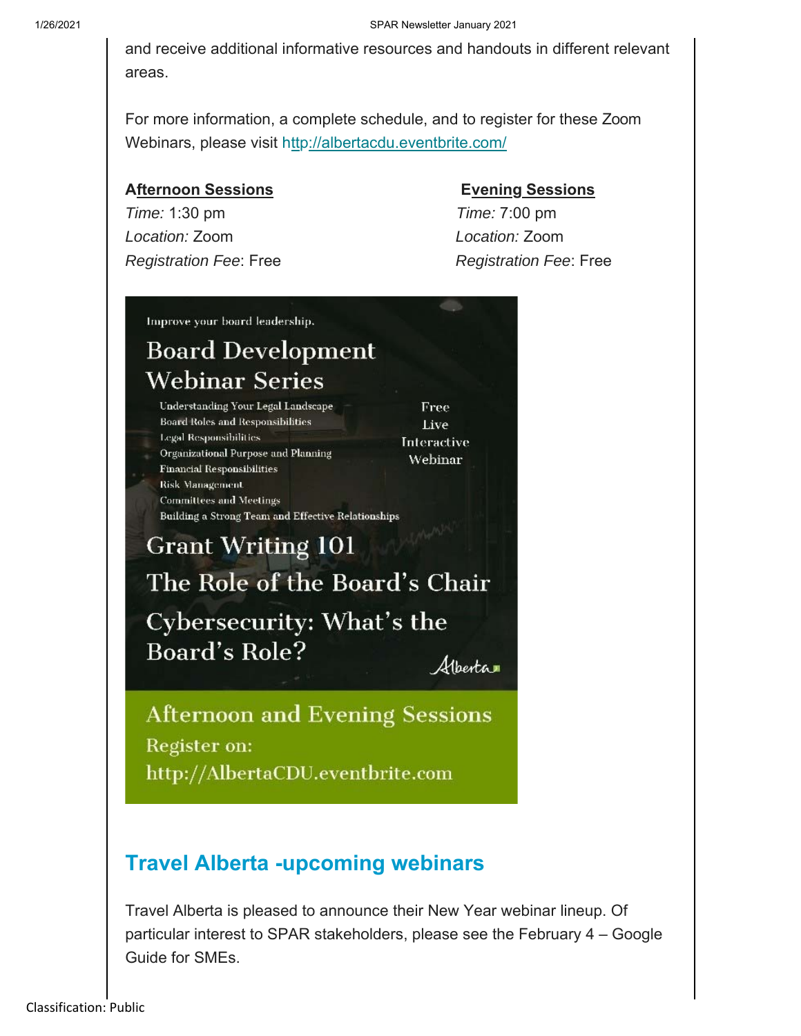and receive additional informative resources and handouts in different relevant areas.

For more information, a complete schedule, and to register for these Zoom Webinars, please visit http://albertacdu.eventbrite.com/

**Afternoon Sessions**
*Time:* 1:30 pm
*Location:* Zoom
*Registration Fee*: Free

**Evening Sessions**
*Time:* 7:00 pm
*Location:* Zoom
*Registration Fee*: Free

Improve your board leadership.

Board Development Webinar Series

- Understanding Your Legal Landscape
- Board Roles and Responsibilities
- Legal Responsibilities
- Organizational Purpose and Planning
- Financial Responsibilities
- Risk Management
- Committees and Meetings
- Building a Strong Team and Effective Relationships

Free Live Interactive Webinar

Grant Writing 101

The Role of the Board's Chair

Cybersecurity: What's the Board's Role?

Alberta

Afternoon and Evening Sessions
Register on:
http://AlbertaCDU.eventbrite.com

## Travel Alberta -upcoming webinars

Travel Alberta is pleased to announce their New Year webinar lineup. Of particular interest to SPAR stakeholders, please see the February 4 – Google Guide for SMEs.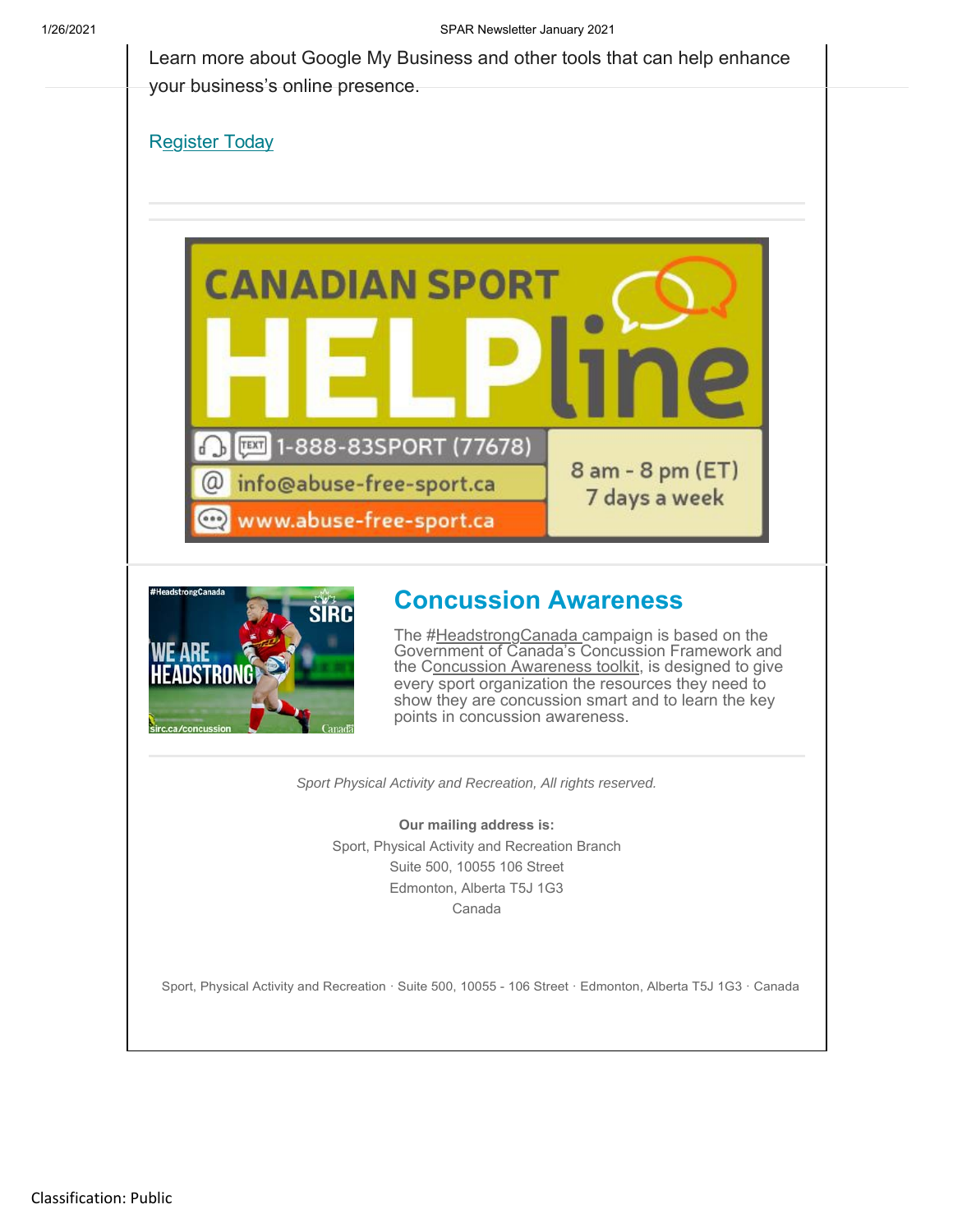Learn more about Google My Business and other tools that can help enhance your business's online presence.

Register Today

CANADIAN SPORT HELPline

1-888-83SPORT (77678)

info@abuse-free-sport.ca

www.abuse-free-sport.ca

8 am - 8 pm (ET)
7 days a week

## Concussion Awareness

The #HeadstrongCanada campaign is based on the Government of Canada's Concussion Framework and the Concussion Awareness toolkit, is designed to give every sport organization the resources they need to show they are concussion smart and to learn the key points in concussion awareness.

*Sport Physical Activity and Recreation, All rights reserved.*

**Our mailing address is:**
Sport, Physical Activity and Recreation Branch
Suite 500, 10055 106 Street
Edmonton, Alberta T5J 1G3
Canada

Sport, Physical Activity and Recreation · Suite 500, 10055 - 106 Street · Edmonton, Alberta T5J 1G3 · Canada